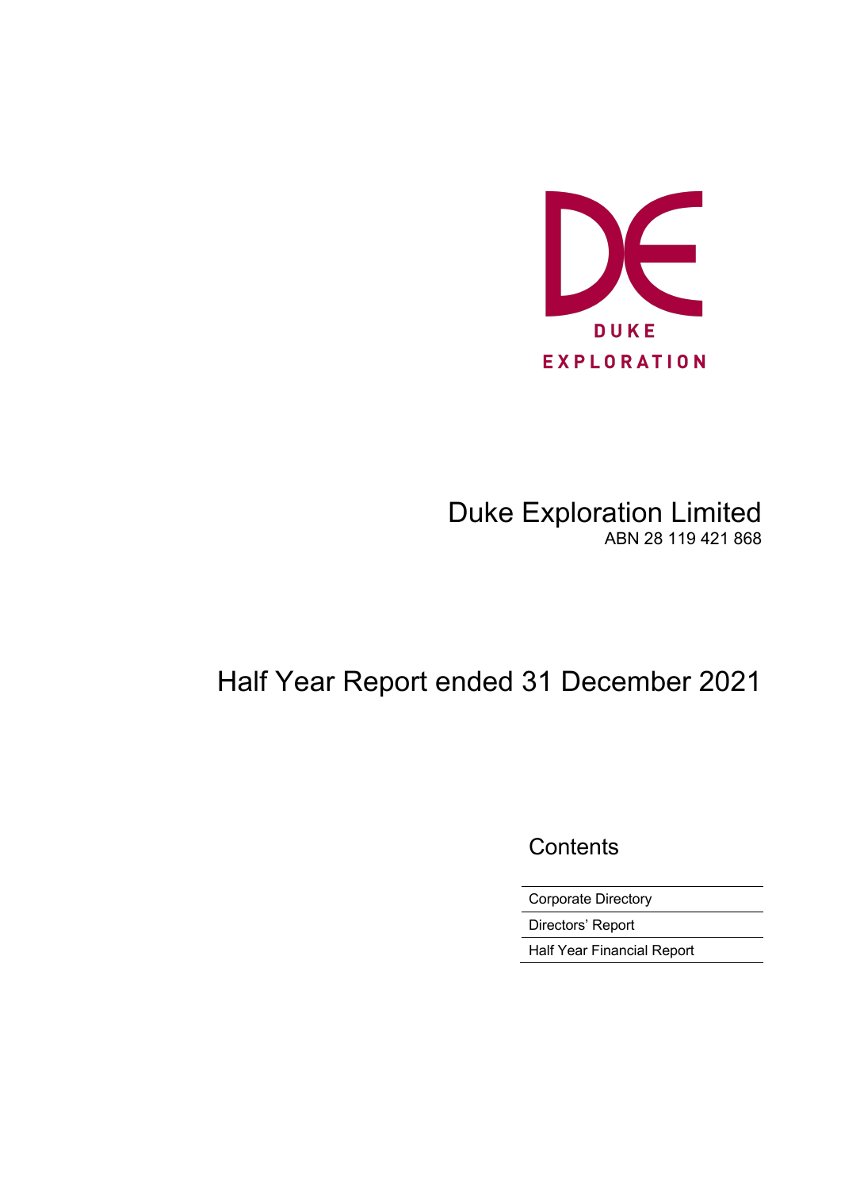DUKE EXPLORATION

# Duke Exploration Limited

ABN 28 119 421 868

# Half Year Report ended 31 December 2021

## Contents

| Corporate Directory |
|---|
| Directors' Report |
| Half Year Financial Report |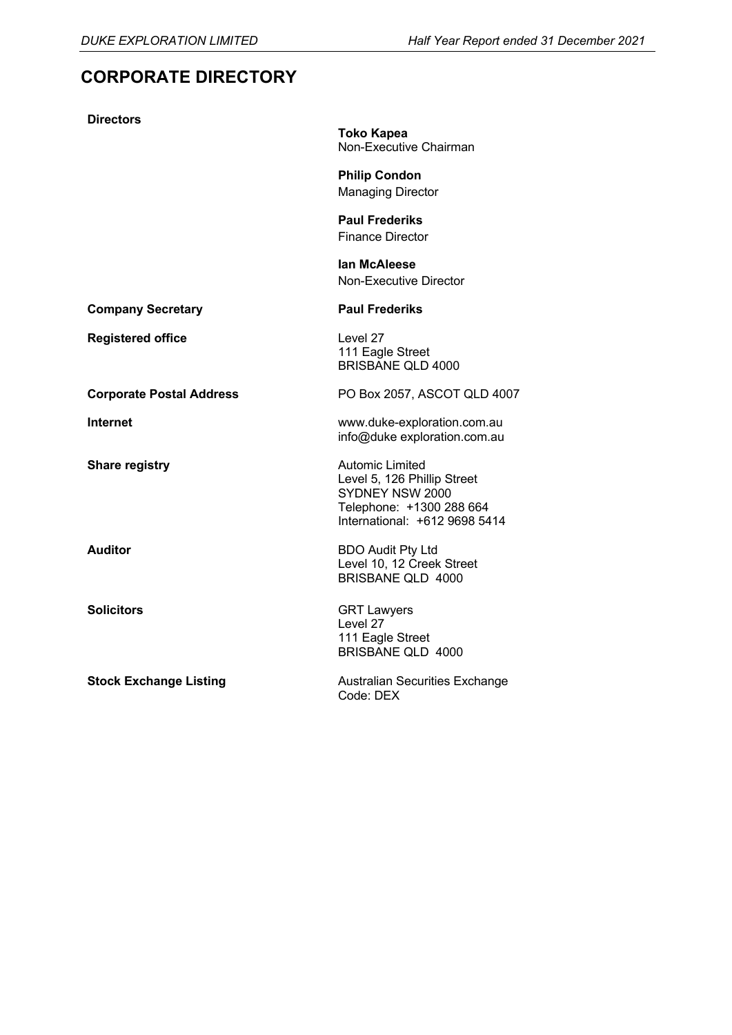# CORPORATE DIRECTORY

**Directors**

**Toko Kapea**
Non-Executive Chairman

**Philip Condon**
Managing Director

**Paul Frederiks**
Finance Director

**Ian McAleese**
Non-Executive Director

**Company Secretary** **Paul Frederiks**

**Registered office**
Level 27
111 Eagle Street
BRISBANE QLD 4000

**Corporate Postal Address** PO Box 2057, ASCOT QLD 4007

**Internet**
www.duke-exploration.com.au
info@duke exploration.com.au

**Share registry**
Automic Limited
Level 5, 126 Phillip Street
SYDNEY NSW 2000
Telephone: +1300 288 664
International: +612 9698 5414

**Auditor**
BDO Audit Pty Ltd
Level 10, 12 Creek Street
BRISBANE QLD 4000

**Solicitors**
GRT Lawyers
Level 27
111 Eagle Street
BRISBANE QLD 4000

**Stock Exchange Listing**
Australian Securities Exchange
Code: DEX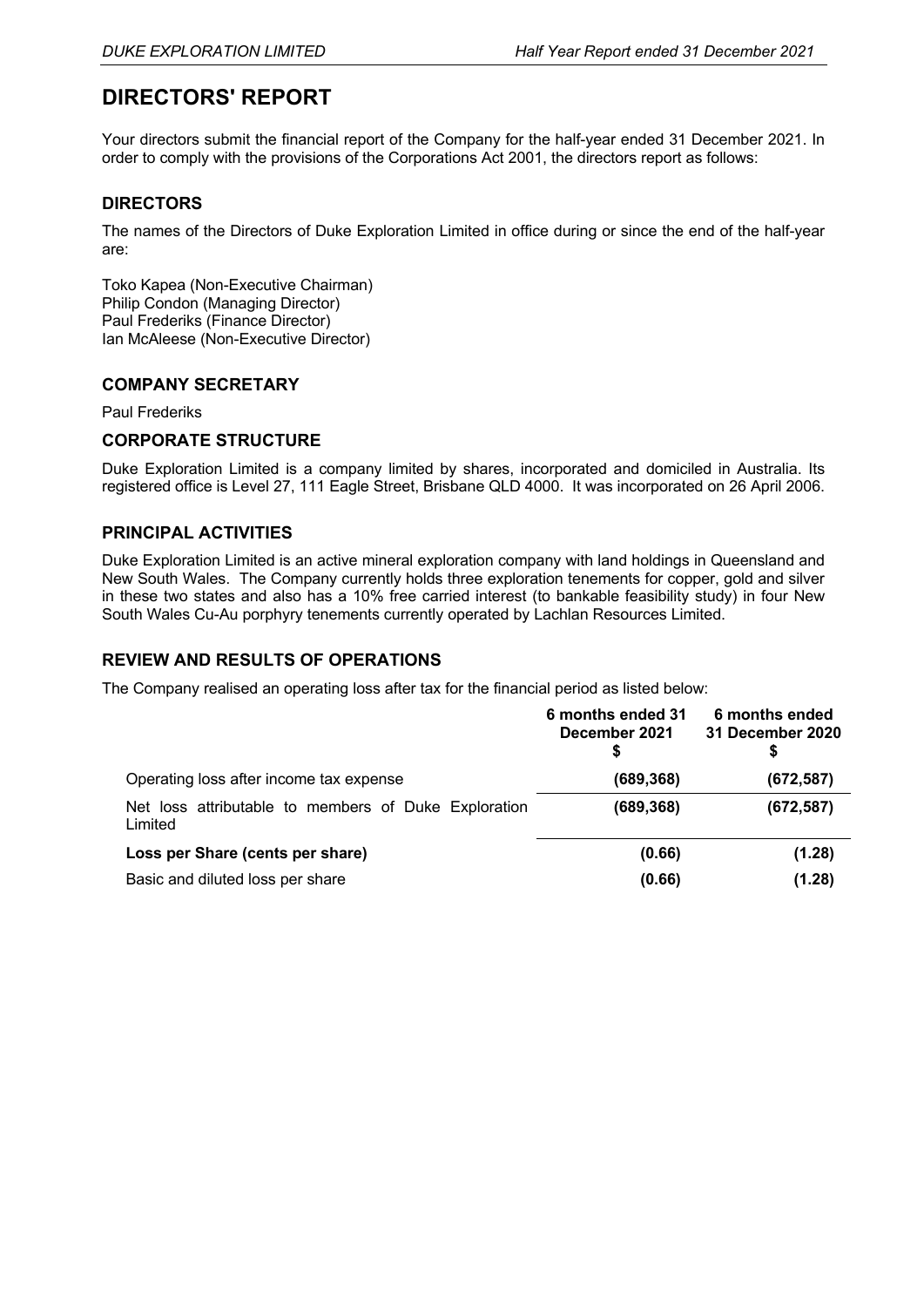# DIRECTORS' REPORT

Your directors submit the financial report of the Company for the half-year ended 31 December 2021. In order to comply with the provisions of the Corporations Act 2001, the directors report as follows:

## DIRECTORS

The names of the Directors of Duke Exploration Limited in office during or since the end of the half-year are:

Toko Kapea (Non-Executive Chairman)
Philip Condon (Managing Director)
Paul Frederiks (Finance Director)
Ian McAleese (Non-Executive Director)

## COMPANY SECRETARY

Paul Frederiks

## CORPORATE STRUCTURE

Duke Exploration Limited is a company limited by shares, incorporated and domiciled in Australia. Its registered office is Level 27, 111 Eagle Street, Brisbane QLD 4000. It was incorporated on 26 April 2006.

## PRINCIPAL ACTIVITIES

Duke Exploration Limited is an active mineral exploration company with land holdings in Queensland and New South Wales. The Company currently holds three exploration tenements for copper, gold and silver in these two states and also has a 10% free carried interest (to bankable feasibility study) in four New South Wales Cu-Au porphyry tenements currently operated by Lachlan Resources Limited.

## REVIEW AND RESULTS OF OPERATIONS

The Company realised an operating loss after tax for the financial period as listed below:

| | 6 months ended 31 December 2021 $ | 6 months ended 31 December 2020 $ |
|---|---|---|
| Operating loss after income tax expense | (689,368) | (672,587) |
| Net loss attributable to members of Duke Exploration Limited | (689,368) | (672,587) |
| **Loss per Share (cents per share)** | **(0.66)** | **(1.28)** |
| Basic and diluted loss per share | (0.66) | (1.28) |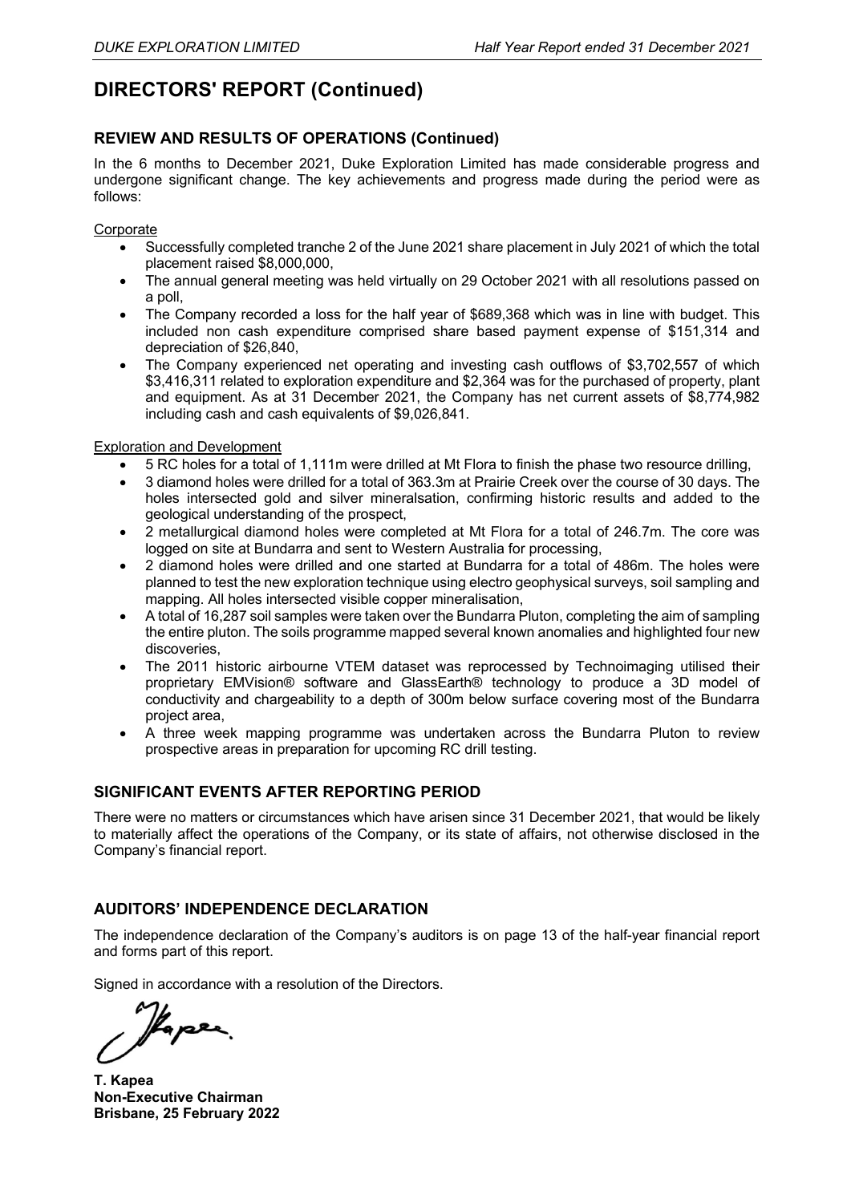# DIRECTORS' REPORT (Continued)

## REVIEW AND RESULTS OF OPERATIONS (Continued)

In the 6 months to December 2021, Duke Exploration Limited has made considerable progress and undergone significant change. The key achievements and progress made during the period were as follows:

Corporate

- Successfully completed tranche 2 of the June 2021 share placement in July 2021 of which the total placement raised $8,000,000,
- The annual general meeting was held virtually on 29 October 2021 with all resolutions passed on a poll,
- The Company recorded a loss for the half year of $689,368 which was in line with budget. This included non cash expenditure comprised share based payment expense of $151,314 and depreciation of $26,840,
- The Company experienced net operating and investing cash outflows of $3,702,557 of which $3,416,311 related to exploration expenditure and $2,364 was for the purchased of property, plant and equipment. As at 31 December 2021, the Company has net current assets of $8,774,982 including cash and cash equivalents of $9,026,841.

Exploration and Development

- 5 RC holes for a total of 1,111m were drilled at Mt Flora to finish the phase two resource drilling,
- 3 diamond holes were drilled for a total of 363.3m at Prairie Creek over the course of 30 days. The holes intersected gold and silver mineralsation, confirming historic results and added to the geological understanding of the prospect,
- 2 metallurgical diamond holes were completed at Mt Flora for a total of 246.7m. The core was logged on site at Bundarra and sent to Western Australia for processing,
- 2 diamond holes were drilled and one started at Bundarra for a total of 486m. The holes were planned to test the new exploration technique using electro geophysical surveys, soil sampling and mapping. All holes intersected visible copper mineralisation,
- A total of 16,287 soil samples were taken over the Bundarra Pluton, completing the aim of sampling the entire pluton. The soils programme mapped several known anomalies and highlighted four new discoveries,
- The 2011 historic airbourne VTEM dataset was reprocessed by Technoimaging utilised their proprietary EMVision® software and GlassEarth® technology to produce a 3D model of conductivity and chargeability to a depth of 300m below surface covering most of the Bundarra project area,
- A three week mapping programme was undertaken across the Bundarra Pluton to review prospective areas in preparation for upcoming RC drill testing.

## SIGNIFICANT EVENTS AFTER REPORTING PERIOD

There were no matters or circumstances which have arisen since 31 December 2021, that would be likely to materially affect the operations of the Company, or its state of affairs, not otherwise disclosed in the Company's financial report.

## AUDITORS' INDEPENDENCE DECLARATION

The independence declaration of the Company's auditors is on page 13 of the half-year financial report and forms part of this report.

Signed in accordance with a resolution of the Directors.

**T. Kapea**
**Non-Executive Chairman**
**Brisbane, 25 February 2022**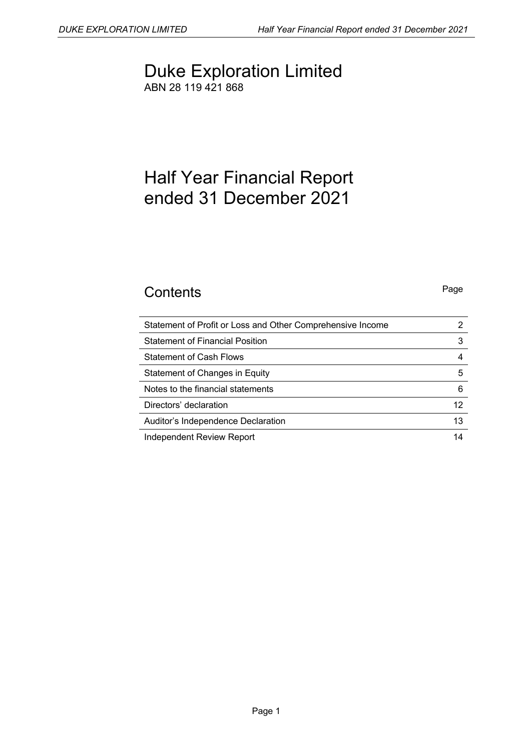# Duke Exploration Limited

ABN 28 119 421 868

# Half Year Financial Report ended 31 December 2021

## Contents

| | Page |
|---|---|
| Statement of Profit or Loss and Other Comprehensive Income | 2 |
| Statement of Financial Position | 3 |
| Statement of Cash Flows | 4 |
| Statement of Changes in Equity | 5 |
| Notes to the financial statements | 6 |
| Directors' declaration | 12 |
| Auditor's Independence Declaration | 13 |
| Independent Review Report | 14 |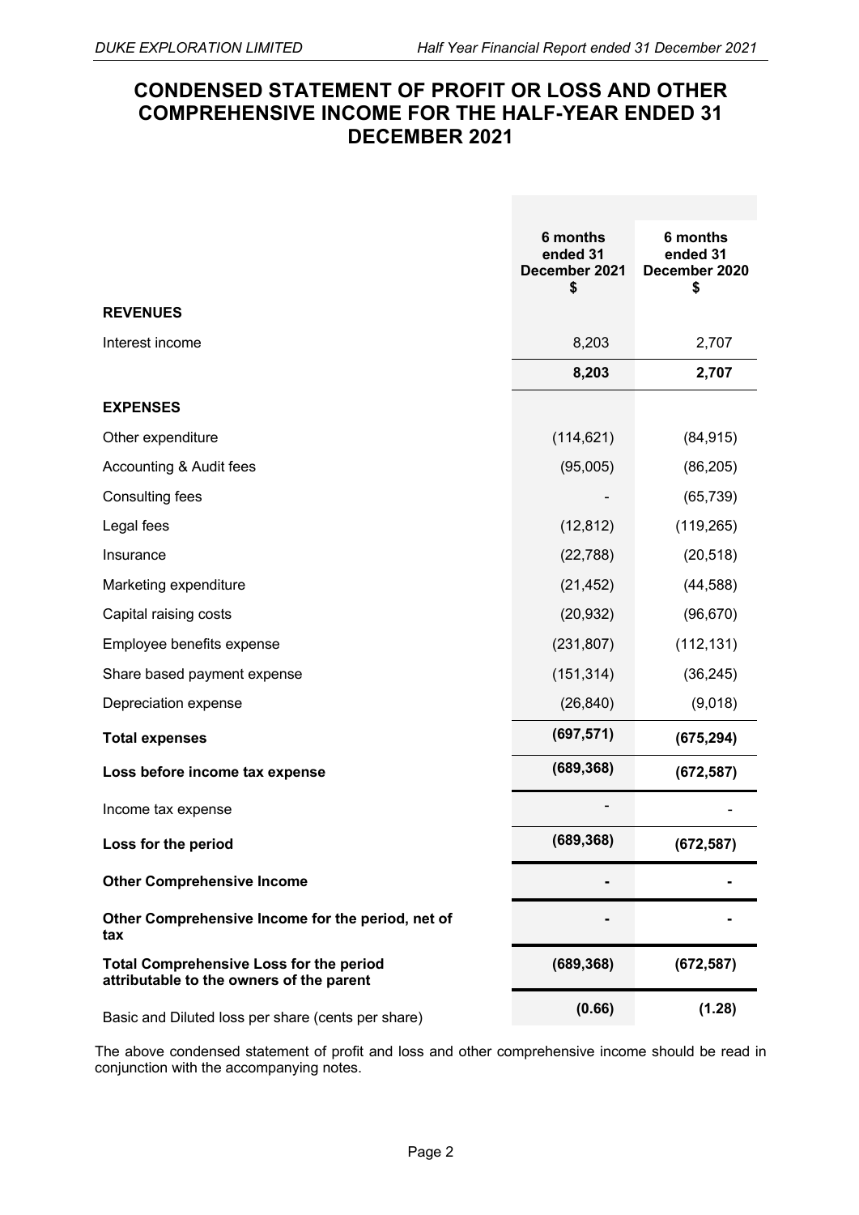# CONDENSED STATEMENT OF PROFIT OR LOSS AND OTHER COMPREHENSIVE INCOME FOR THE HALF-YEAR ENDED 31 DECEMBER 2021

| | 6 months ended 31 December 2021 $ | 6 months ended 31 December 2020 $ |
|---|---|---|
| **REVENUES** | | |
| Interest income | 8,203 | 2,707 |
| | **8,203** | **2,707** |
| **EXPENSES** | | |
| Other expenditure | (114,621) | (84,915) |
| Accounting & Audit fees | (95,005) | (86,205) |
| Consulting fees | - | (65,739) |
| Legal fees | (12,812) | (119,265) |
| Insurance | (22,788) | (20,518) |
| Marketing expenditure | (21,452) | (44,588) |
| Capital raising costs | (20,932) | (96,670) |
| Employee benefits expense | (231,807) | (112,131) |
| Share based payment expense | (151,314) | (36,245) |
| Depreciation expense | (26,840) | (9,018) |
| **Total expenses** | **(697,571)** | **(675,294)** |
| **Loss before income tax expense** | **(689,368)** | **(672,587)** |
| Income tax expense | - | - |
| **Loss for the period** | **(689,368)** | **(672,587)** |
| **Other Comprehensive Income** | **-** | **-** |
| **Other Comprehensive Income for the period, net of tax** | **-** | **-** |
| **Total Comprehensive Loss for the period attributable to the owners of the parent** | **(689,368)** | **(672,587)** |
| Basic and Diluted loss per share (cents per share) | **(0.66)** | **(1.28)** |

The above condensed statement of profit and loss and other comprehensive income should be read in conjunction with the accompanying notes.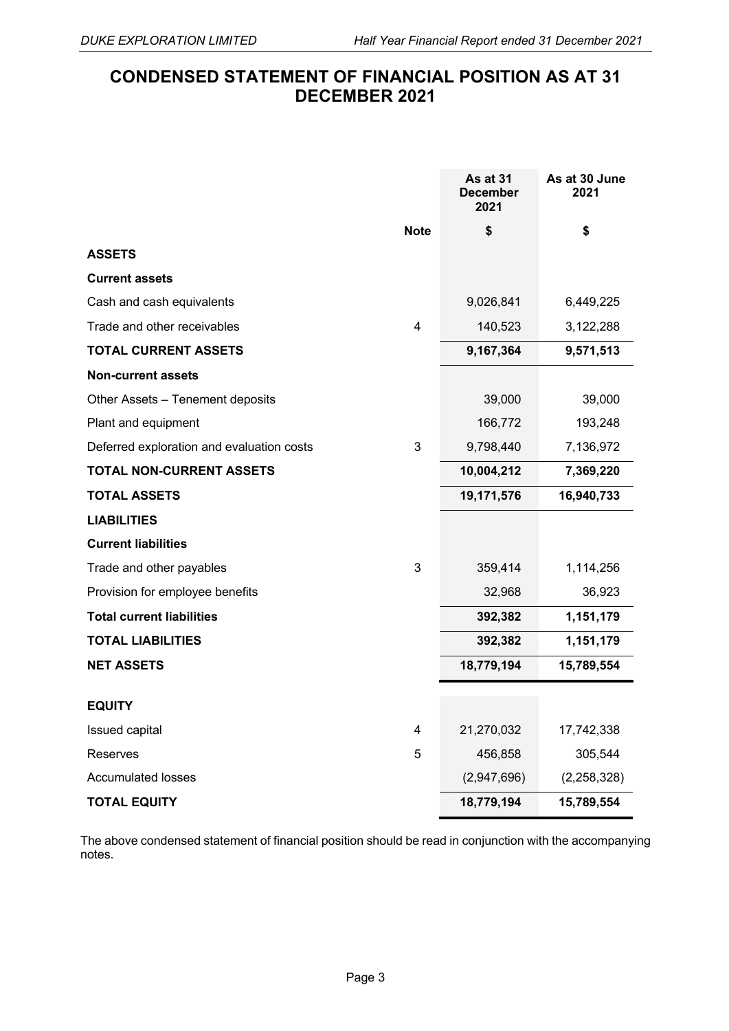# CONDENSED STATEMENT OF FINANCIAL POSITION AS AT 31 DECEMBER 2021

| | Note | As at 31 December 2021 | As at 30 June 2021 |
|---|---|---|---|
| | | $ | $ |
| **ASSETS** | | | |
| **Current assets** | | | |
| Cash and cash equivalents | | 9,026,841 | 6,449,225 |
| Trade and other receivables | 4 | 140,523 | 3,122,288 |
| **TOTAL CURRENT ASSETS** | | **9,167,364** | **9,571,513** |
| **Non-current assets** | | | |
| Other Assets – Tenement deposits | | 39,000 | 39,000 |
| Plant and equipment | | 166,772 | 193,248 |
| Deferred exploration and evaluation costs | 3 | 9,798,440 | 7,136,972 |
| **TOTAL NON-CURRENT ASSETS** | | **10,004,212** | **7,369,220** |
| **TOTAL ASSETS** | | **19,171,576** | **16,940,733** |
| **LIABILITIES** | | | |
| **Current liabilities** | | | |
| Trade and other payables | 3 | 359,414 | 1,114,256 |
| Provision for employee benefits | | 32,968 | 36,923 |
| **Total current liabilities** | | **392,382** | **1,151,179** |
| **TOTAL LIABILITIES** | | **392,382** | **1,151,179** |
| **NET ASSETS** | | **18,779,194** | **15,789,554** |
| **EQUITY** | | | |
| Issued capital | 4 | 21,270,032 | 17,742,338 |
| Reserves | 5 | 456,858 | 305,544 |
| Accumulated losses | | (2,947,696) | (2,258,328) |
| **TOTAL EQUITY** | | **18,779,194** | **15,789,554** |

The above condensed statement of financial position should be read in conjunction with the accompanying notes.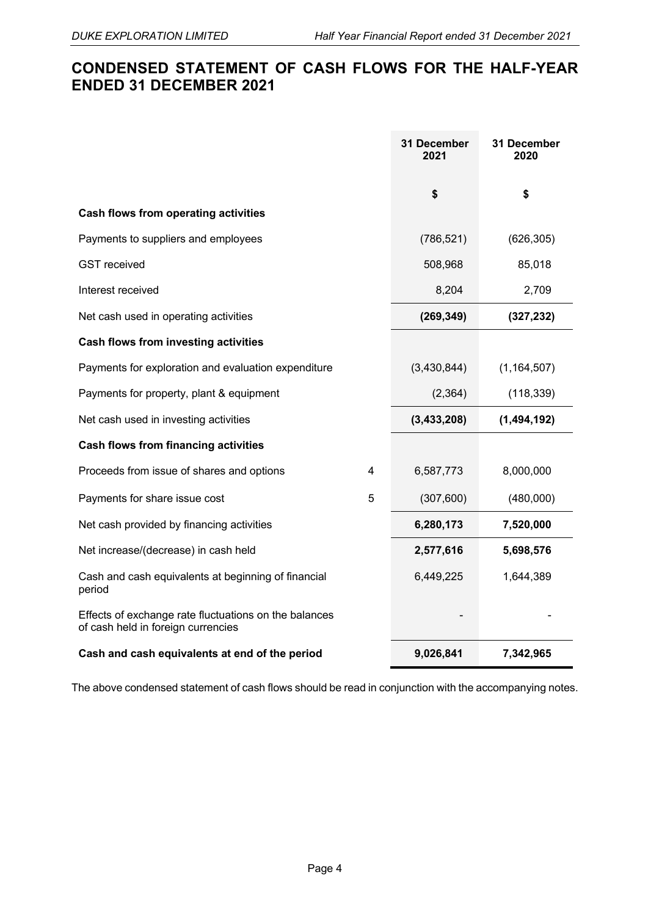# CONDENSED STATEMENT OF CASH FLOWS FOR THE HALF-YEAR ENDED 31 DECEMBER 2021

| | | 31 December 2021 | 31 December 2020 |
|---|---|---|---|
| | | $ | $ |
| **Cash flows from operating activities** | | | |
| Payments to suppliers and employees | | (786,521) | (626,305) |
| GST received | | 508,968 | 85,018 |
| Interest received | | 8,204 | 2,709 |
| Net cash used in operating activities | | **(269,349)** | **(327,232)** |
| **Cash flows from investing activities** | | | |
| Payments for exploration and evaluation expenditure | | (3,430,844) | (1,164,507) |
| Payments for property, plant & equipment | | (2,364) | (118,339) |
| Net cash used in investing activities | | **(3,433,208)** | **(1,494,192)** |
| **Cash flows from financing activities** | | | |
| Proceeds from issue of shares and options | 4 | 6,587,773 | 8,000,000 |
| Payments for share issue cost | 5 | (307,600) | (480,000) |
| Net cash provided by financing activities | | **6,280,173** | **7,520,000** |
| Net increase/(decrease) in cash held | | **2,577,616** | **5,698,576** |
| Cash and cash equivalents at beginning of financial period | | 6,449,225 | 1,644,389 |
| Effects of exchange rate fluctuations on the balances of cash held in foreign currencies | | - | - |
| **Cash and cash equivalents at end of the period** | | **9,026,841** | **7,342,965** |

The above condensed statement of cash flows should be read in conjunction with the accompanying notes.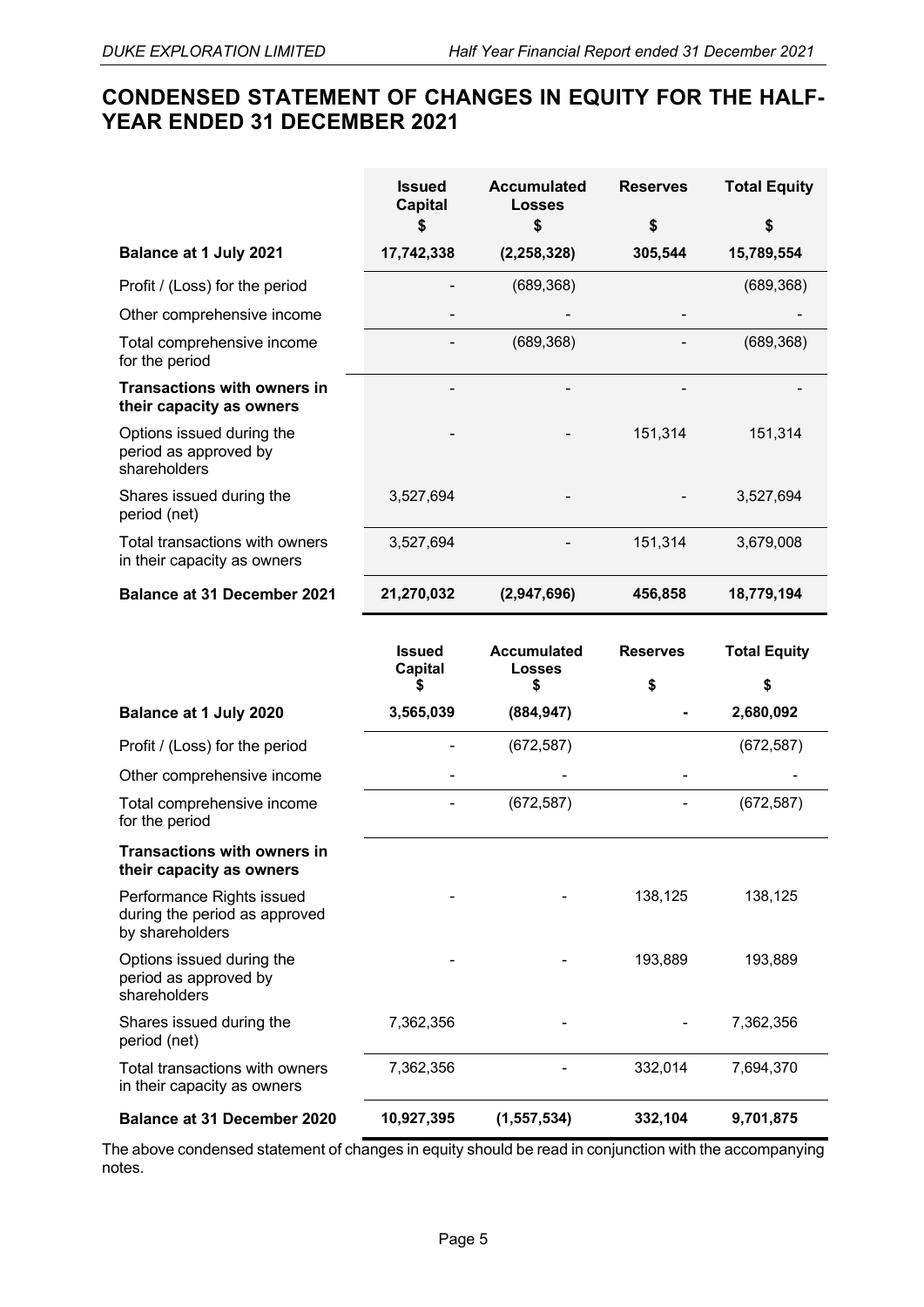# CONDENSED STATEMENT OF CHANGES IN EQUITY FOR THE HALF-YEAR ENDED 31 DECEMBER 2021

| | Issued Capital | Accumulated Losses | Reserves | Total Equity |
|---|---|---|---|---|
| | $ | $ | $ | $ |
| **Balance at 1 July 2021** | **17,742,338** | **(2,258,328)** | **305,544** | **15,789,554** |
| Profit / (Loss) for the period | - | (689,368) | | (689,368) |
| Other comprehensive income | - | - | - | - |
| Total comprehensive income for the period | - | (689,368) | - | (689,368) |
| **Transactions with owners in their capacity as owners** | - | - | - | - |
| Options issued during the period as approved by shareholders | - | - | 151,314 | 151,314 |
| Shares issued during the period (net) | 3,527,694 | - | - | 3,527,694 |
| Total transactions with owners in their capacity as owners | 3,527,694 | - | 151,314 | 3,679,008 |
| **Balance at 31 December 2021** | **21,270,032** | **(2,947,696)** | **456,858** | **18,779,194** |

| | Issued Capital | Accumulated Losses | Reserves | Total Equity |
|---|---|---|---|---|
| | $ | $ | $ | $ |
| **Balance at 1 July 2020** | **3,565,039** | **(884,947)** | **-** | **2,680,092** |
| Profit / (Loss) for the period | - | (672,587) | | (672,587) |
| Other comprehensive income | - | - | - | - |
| Total comprehensive income for the period | - | (672,587) | - | (672,587) |
| **Transactions with owners in their capacity as owners** | | | | |
| Performance Rights issued during the period as approved by shareholders | - | - | 138,125 | 138,125 |
| Options issued during the period as approved by shareholders | - | - | 193,889 | 193,889 |
| Shares issued during the period (net) | 7,362,356 | - | - | 7,362,356 |
| Total transactions with owners in their capacity as owners | 7,362,356 | - | 332,014 | 7,694,370 |
| **Balance at 31 December 2020** | **10,927,395** | **(1,557,534)** | **332,104** | **9,701,875** |

The above condensed statement of changes in equity should be read in conjunction with the accompanying notes.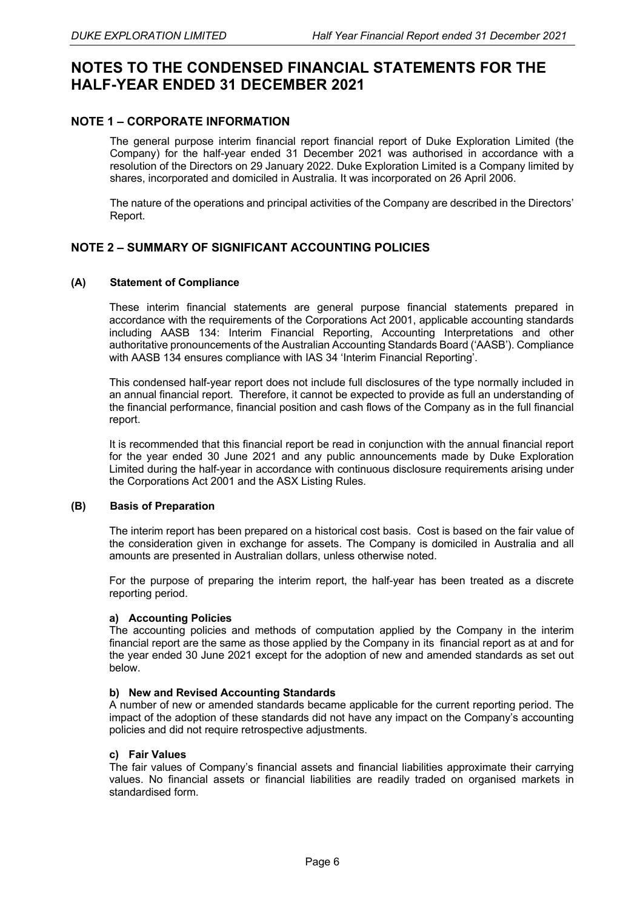# NOTES TO THE CONDENSED FINANCIAL STATEMENTS FOR THE HALF-YEAR ENDED 31 DECEMBER 2021

## NOTE 1 – CORPORATE INFORMATION

The general purpose interim financial report financial report of Duke Exploration Limited (the Company) for the half-year ended 31 December 2021 was authorised in accordance with a resolution of the Directors on 29 January 2022. Duke Exploration Limited is a Company limited by shares, incorporated and domiciled in Australia. It was incorporated on 26 April 2006.

The nature of the operations and principal activities of the Company are described in the Directors' Report.

## NOTE 2 – SUMMARY OF SIGNIFICANT ACCOUNTING POLICIES

### (A) Statement of Compliance

These interim financial statements are general purpose financial statements prepared in accordance with the requirements of the Corporations Act 2001, applicable accounting standards including AASB 134: Interim Financial Reporting, Accounting Interpretations and other authoritative pronouncements of the Australian Accounting Standards Board ('AASB'). Compliance with AASB 134 ensures compliance with IAS 34 'Interim Financial Reporting'.

This condensed half-year report does not include full disclosures of the type normally included in an annual financial report. Therefore, it cannot be expected to provide as full an understanding of the financial performance, financial position and cash flows of the Company as in the full financial report.

It is recommended that this financial report be read in conjunction with the annual financial report for the year ended 30 June 2021 and any public announcements made by Duke Exploration Limited during the half-year in accordance with continuous disclosure requirements arising under the Corporations Act 2001 and the ASX Listing Rules.

### (B) Basis of Preparation

The interim report has been prepared on a historical cost basis. Cost is based on the fair value of the consideration given in exchange for assets. The Company is domiciled in Australia and all amounts are presented in Australian dollars, unless otherwise noted.

For the purpose of preparing the interim report, the half-year has been treated as a discrete reporting period.

**a) Accounting Policies**

The accounting policies and methods of computation applied by the Company in the interim financial report are the same as those applied by the Company in its financial report as at and for the year ended 30 June 2021 except for the adoption of new and amended standards as set out below.

**b) New and Revised Accounting Standards**

A number of new or amended standards became applicable for the current reporting period. The impact of the adoption of these standards did not have any impact on the Company's accounting policies and did not require retrospective adjustments.

**c) Fair Values**

The fair values of Company's financial assets and financial liabilities approximate their carrying values. No financial assets or financial liabilities are readily traded on organised markets in standardised form.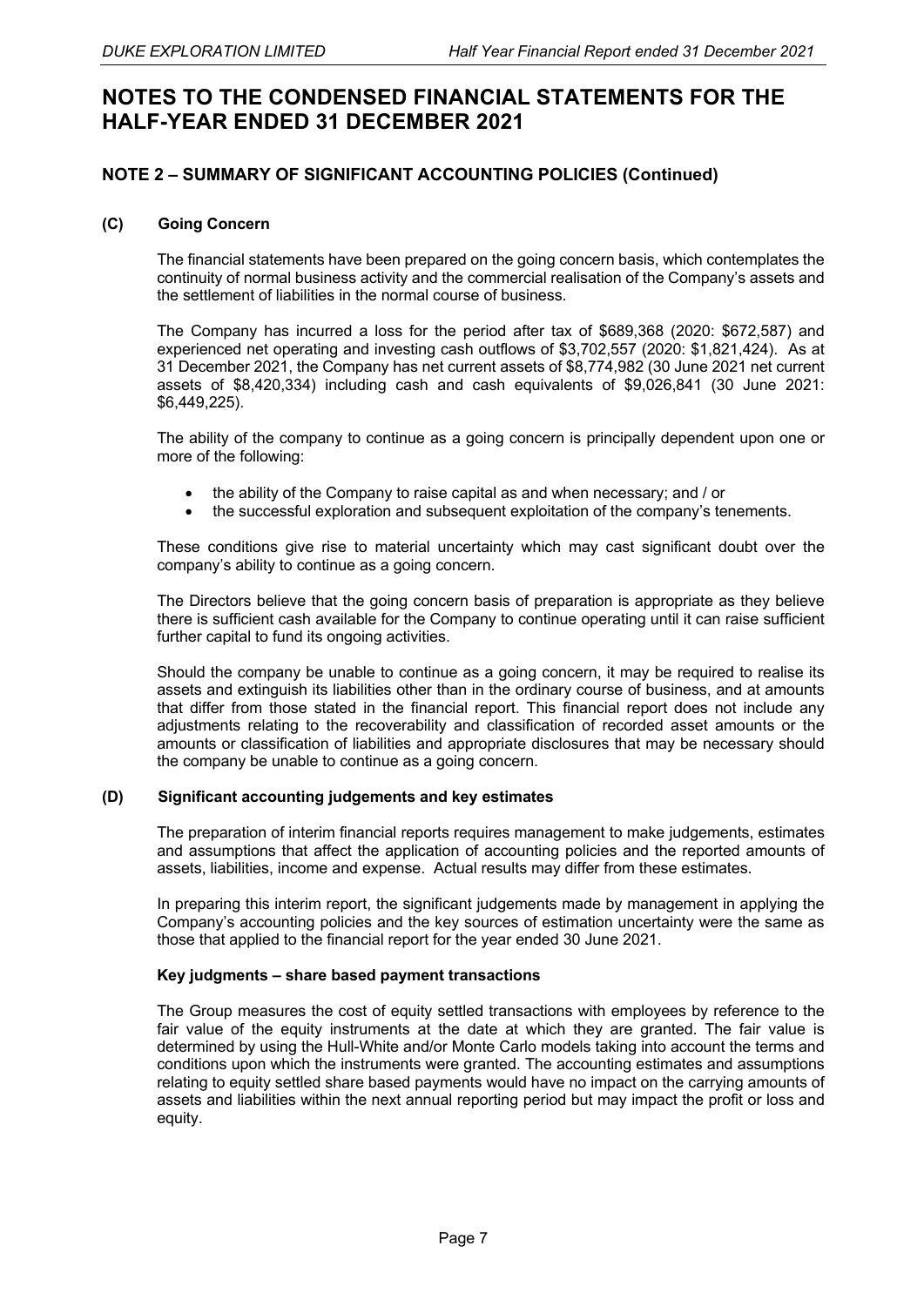# NOTES TO THE CONDENSED FINANCIAL STATEMENTS FOR THE HALF-YEAR ENDED 31 DECEMBER 2021

## NOTE 2 – SUMMARY OF SIGNIFICANT ACCOUNTING POLICIES (Continued)

### (C) Going Concern

The financial statements have been prepared on the going concern basis, which contemplates the continuity of normal business activity and the commercial realisation of the Company's assets and the settlement of liabilities in the normal course of business.

The Company has incurred a loss for the period after tax of $689,368 (2020: $672,587) and experienced net operating and investing cash outflows of $3,702,557 (2020: $1,821,424). As at 31 December 2021, the Company has net current assets of $8,774,982 (30 June 2021 net current assets of $8,420,334) including cash and cash equivalents of $9,026,841 (30 June 2021: $6,449,225).

The ability of the company to continue as a going concern is principally dependent upon one or more of the following:

- the ability of the Company to raise capital as and when necessary; and / or
- the successful exploration and subsequent exploitation of the company's tenements.

These conditions give rise to material uncertainty which may cast significant doubt over the company's ability to continue as a going concern.

The Directors believe that the going concern basis of preparation is appropriate as they believe there is sufficient cash available for the Company to continue operating until it can raise sufficient further capital to fund its ongoing activities.

Should the company be unable to continue as a going concern, it may be required to realise its assets and extinguish its liabilities other than in the ordinary course of business, and at amounts that differ from those stated in the financial report. This financial report does not include any adjustments relating to the recoverability and classification of recorded asset amounts or the amounts or classification of liabilities and appropriate disclosures that may be necessary should the company be unable to continue as a going concern.

### (D) Significant accounting judgements and key estimates

The preparation of interim financial reports requires management to make judgements, estimates and assumptions that affect the application of accounting policies and the reported amounts of assets, liabilities, income and expense. Actual results may differ from these estimates.

In preparing this interim report, the significant judgements made by management in applying the Company's accounting policies and the key sources of estimation uncertainty were the same as those that applied to the financial report for the year ended 30 June 2021.

**Key judgments – share based payment transactions**

The Group measures the cost of equity settled transactions with employees by reference to the fair value of the equity instruments at the date at which they are granted. The fair value is determined by using the Hull-White and/or Monte Carlo models taking into account the terms and conditions upon which the instruments were granted. The accounting estimates and assumptions relating to equity settled share based payments would have no impact on the carrying amounts of assets and liabilities within the next annual reporting period but may impact the profit or loss and equity.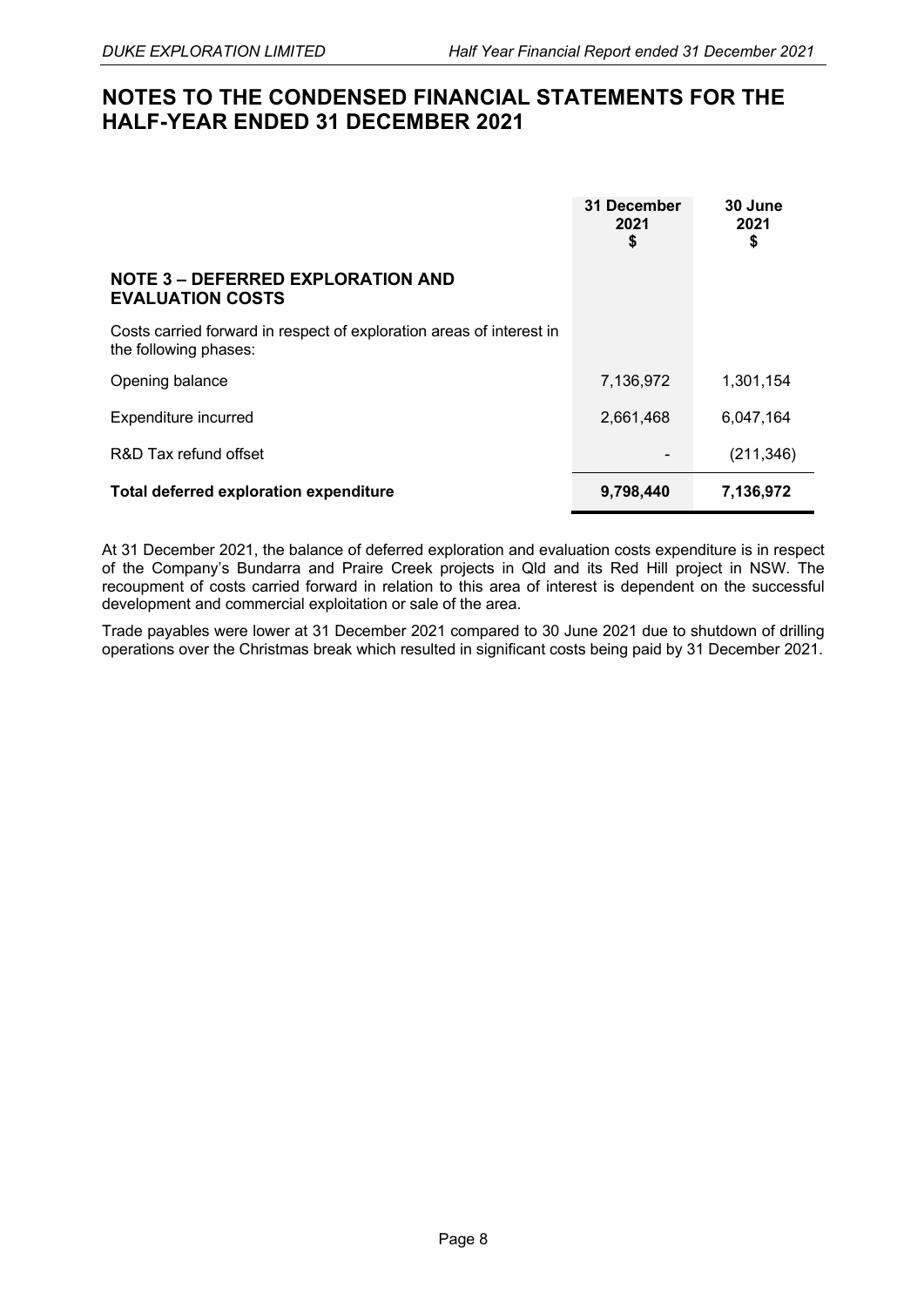# NOTES TO THE CONDENSED FINANCIAL STATEMENTS FOR THE HALF-YEAR ENDED 31 DECEMBER 2021

| | 31 December 2021 $ | 30 June 2021 $ |
|---|---|---|
| **NOTE 3 – DEFERRED EXPLORATION AND EVALUATION COSTS** | | |
| Costs carried forward in respect of exploration areas of interest in the following phases: | | |
| Opening balance | 7,136,972 | 1,301,154 |
| Expenditure incurred | 2,661,468 | 6,047,164 |
| R&D Tax refund offset | - | (211,346) |
| **Total deferred exploration expenditure** | **9,798,440** | **7,136,972** |

At 31 December 2021, the balance of deferred exploration and evaluation costs expenditure is in respect of the Company's Bundarra and Praire Creek projects in Qld and its Red Hill project in NSW. The recoupment of costs carried forward in relation to this area of interest is dependent on the successful development and commercial exploitation or sale of the area.

Trade payables were lower at 31 December 2021 compared to 30 June 2021 due to shutdown of drilling operations over the Christmas break which resulted in significant costs being paid by 31 December 2021.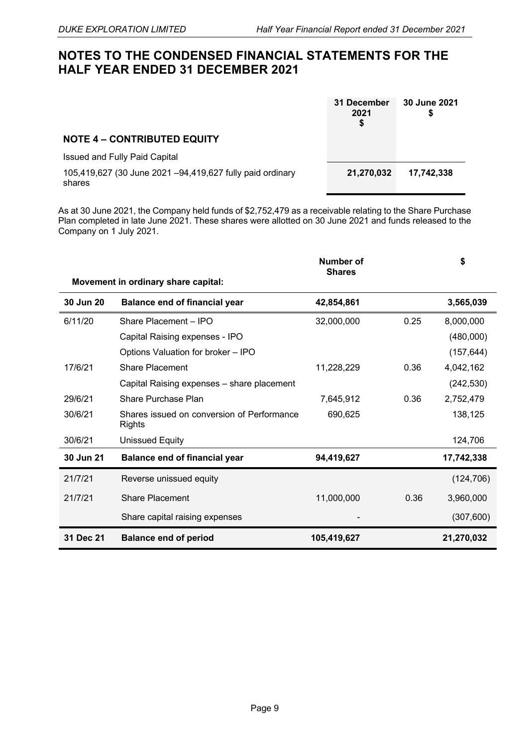# NOTES TO THE CONDENSED FINANCIAL STATEMENTS FOR THE HALF YEAR ENDED 31 DECEMBER 2021

| | 31 December 2021 $ | 30 June 2021 $ |
|---|---|---|
| **NOTE 4 – CONTRIBUTED EQUITY** | | |
| Issued and Fully Paid Capital | | |
| 105,419,627 (30 June 2021 –94,419,627 fully paid ordinary shares | **21,270,032** | **17,742,338** |

As at 30 June 2021, the Company held funds of $2,752,479 as a receivable relating to the Share Purchase Plan completed in late June 2021. These shares were allotted on 30 June 2021 and funds released to the Company on 1 July 2021.

| | **Movement in ordinary share capital:** | **Number of Shares** | | **$** |
|---|---|---|---|---|
| **30 Jun 20** | **Balance end of financial year** | **42,854,861** | | **3,565,039** |
| 6/11/20 | Share Placement – IPO | 32,000,000 | 0.25 | 8,000,000 |
| | Capital Raising expenses - IPO | | | (480,000) |
| | Options Valuation for broker – IPO | | | (157,644) |
| 17/6/21 | Share Placement | 11,228,229 | 0.36 | 4,042,162 |
| | Capital Raising expenses – share placement | | | (242,530) |
| 29/6/21 | Share Purchase Plan | 7,645,912 | 0.36 | 2,752,479 |
| 30/6/21 | Shares issued on conversion of Performance Rights | 690,625 | | 138,125 |
| 30/6/21 | Unissued Equity | | | 124,706 |
| **30 Jun 21** | **Balance end of financial year** | **94,419,627** | | **17,742,338** |
| 21/7/21 | Reverse unissued equity | | | (124,706) |
| 21/7/21 | Share Placement | 11,000,000 | 0.36 | 3,960,000 |
| | Share capital raising expenses | - | | (307,600) |
| **31 Dec 21** | **Balance end of period** | **105,419,627** | | **21,270,032** |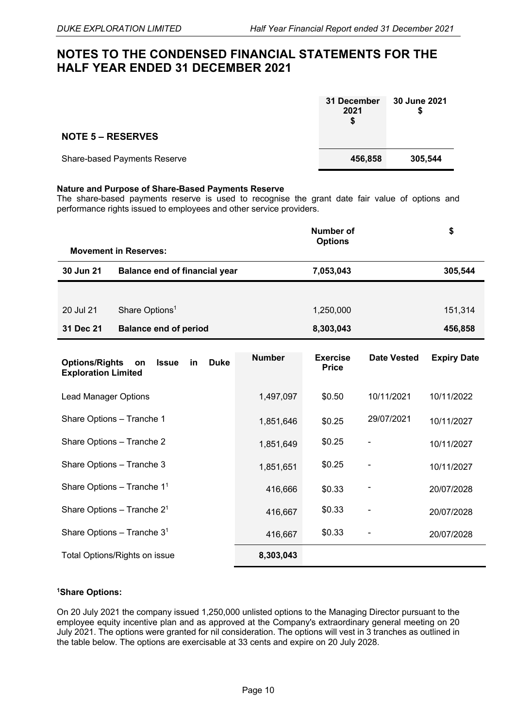# NOTES TO THE CONDENSED FINANCIAL STATEMENTS FOR THE HALF YEAR ENDED 31 DECEMBER 2021

| | 31 December 2021 $ | 30 June 2021 $ |
|---|---|---|
| **NOTE 5 – RESERVES** | | |
| Share-based Payments Reserve | **456,858** | **305,544** |

**Nature and Purpose of Share-Based Payments Reserve**
The share-based payments reserve is used to recognise the grant date fair value of options and performance rights issued to employees and other service providers.

| **Movement in Reserves:** | | Number of Options | $ |
|---|---|---|---|
| **30 Jun 21** | **Balance end of financial year** | **7,053,043** | **305,544** |
| | | | |
| 20 Jul 21 | Share Options[1] | 1,250,000 | 151,314 |
| **31 Dec 21** | **Balance end of period** | **8,303,043** | **456,858** |

| Options/Rights on Issue in Duke Exploration Limited | Number | Exercise Price | Date Vested | Expiry Date |
|---|---|---|---|---|
| Lead Manager Options | 1,497,097 | \$0.50 | 10/11/2021 | 10/11/2022 |
| Share Options – Tranche 1 | 1,851,646 | \$0.25 | 29/07/2021 | 10/11/2027 |
| Share Options – Tranche 2 | 1,851,649 | \$0.25 | - | 10/11/2027 |
| Share Options – Tranche 3 | 1,851,651 | \$0.25 | - | 10/11/2027 |
| Share Options – Tranche 1[1] | 416,666 | \$0.33 | - | 20/07/2028 |
| Share Options – Tranche 2[1] | 416,667 | \$0.33 | - | 20/07/2028 |
| Share Options – Tranche 3[1] | 416,667 | \$0.33 | - | 20/07/2028 |
| Total Options/Rights on issue | **8,303,043** | | | |

**[1]Share Options:**

On 20 July 2021 the company issued 1,250,000 unlisted options to the Managing Director pursuant to the employee equity incentive plan and as approved at the Company's extraordinary general meeting on 20 July 2021. The options were granted for nil consideration. The options will vest in 3 tranches as outlined in the table below. The options are exercisable at 33 cents and expire on 20 July 2028.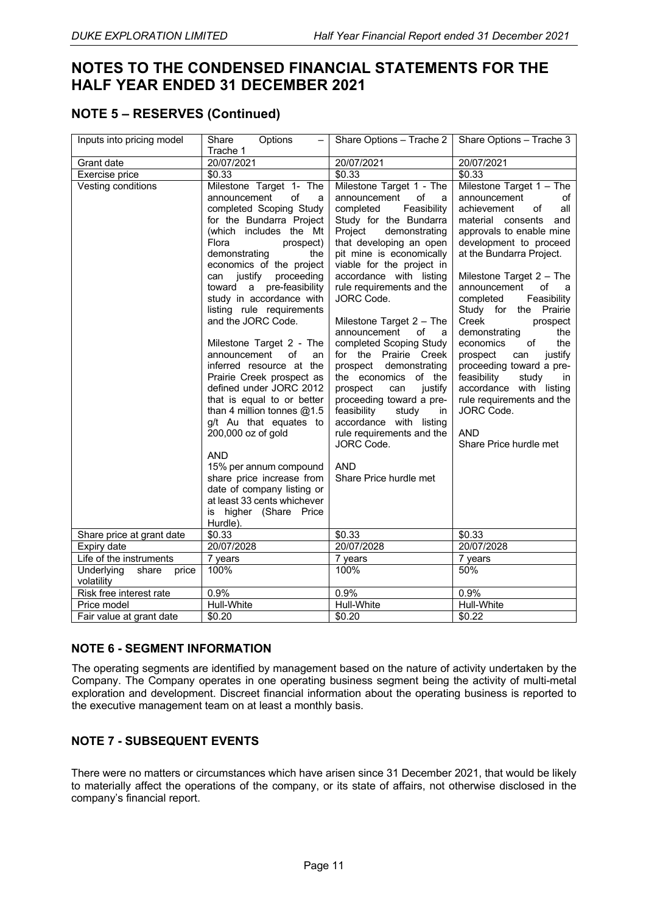# NOTES TO THE CONDENSED FINANCIAL STATEMENTS FOR THE HALF YEAR ENDED 31 DECEMBER 2021

## NOTE 5 – RESERVES (Continued)

| Inputs into pricing model | Share Options – Trache 1 | Share Options – Trache 2 | Share Options – Trache 3 |
|---|---|---|---|
| Grant date | 20/07/2021 | 20/07/2021 | 20/07/2021 |
| Exercise price | $0.33 | $0.33 | $0.33 |
| Vesting conditions | Milestone Target 1- The announcement of a completed Scoping Study for the Bundarra Project (which includes the Mt Flora prospect) demonstrating the economics of the project can justify proceeding toward a pre-feasibility study in accordance with listing rule requirements and the JORC Code.<br><br>Milestone Target 2 - The announcement of an inferred resource at the Prairie Creek prospect as defined under JORC 2012 that is equal to or better than 4 million tonnes @1.5 g/t Au that equates to 200,000 oz of gold<br><br>AND<br>15% per annum compound share price increase from date of company listing or at least 33 cents whichever is higher (Share Price Hurdle). | Milestone Target 1 - The announcement of a completed Feasibility Study for the Bundarra Project demonstrating that developing an open pit mine is economically viable for the project in accordance with listing rule requirements and the JORC Code.<br><br>Milestone Target 2 – The announcement of a completed Scoping Study for the Prairie Creek prospect demonstrating the economics of the prospect can justify proceeding toward a pre-feasibility study in accordance with listing rule requirements and the JORC Code.<br><br>AND<br>Share Price hurdle met | Milestone Target 1 – The announcement of achievement of all material consents and approvals to enable mine development to proceed at the Bundarra Project.<br><br>Milestone Target 2 – The announcement of a completed Feasibility Study for the Prairie Creek prospect demonstrating the economics of the prospect can justify proceeding toward a pre-feasibility study in accordance with listing rule requirements and the JORC Code.<br><br>AND<br>Share Price hurdle met |
| Share price at grant date | $0.33 | $0.33 | $0.33 |
| Expiry date | 20/07/2028 | 20/07/2028 | 20/07/2028 |
| Life of the instruments | 7 years | 7 years | 7 years |
| Underlying share price volatility | 100% | 100% | 50% |
| Risk free interest rate | 0.9% | 0.9% | 0.9% |
| Price model | Hull-White | Hull-White | Hull-White |
| Fair value at grant date | $0.20 | $0.20 | $0.22 |

## NOTE 6 - SEGMENT INFORMATION

The operating segments are identified by management based on the nature of activity undertaken by the Company. The Company operates in one operating business segment being the activity of multi-metal exploration and development. Discreet financial information about the operating business is reported to the executive management team on at least a monthly basis.

## NOTE 7 - SUBSEQUENT EVENTS

There were no matters or circumstances which have arisen since 31 December 2021, that would be likely to materially affect the operations of the company, or its state of affairs, not otherwise disclosed in the company's financial report.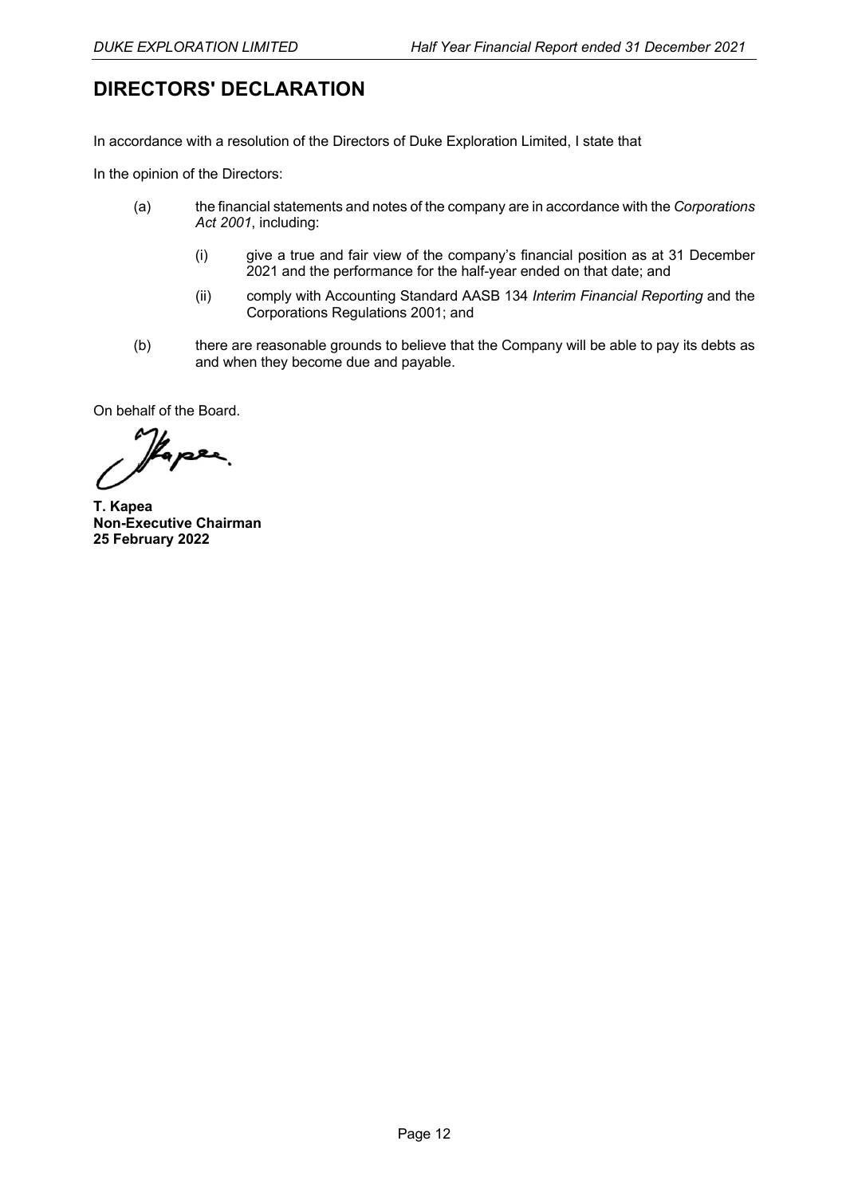# DIRECTORS' DECLARATION

In accordance with a resolution of the Directors of Duke Exploration Limited, I state that

In the opinion of the Directors:

(a) the financial statements and notes of the company are in accordance with the *Corporations Act 2001*, including:

   (i) give a true and fair view of the company's financial position as at 31 December 2021 and the performance for the half-year ended on that date; and

   (ii) comply with Accounting Standard AASB 134 *Interim Financial Reporting* and the Corporations Regulations 2001; and

(b) there are reasonable grounds to believe that the Company will be able to pay its debts as and when they become due and payable.

On behalf of the Board.

**T. Kapea**
**Non-Executive Chairman**
**25 February 2022**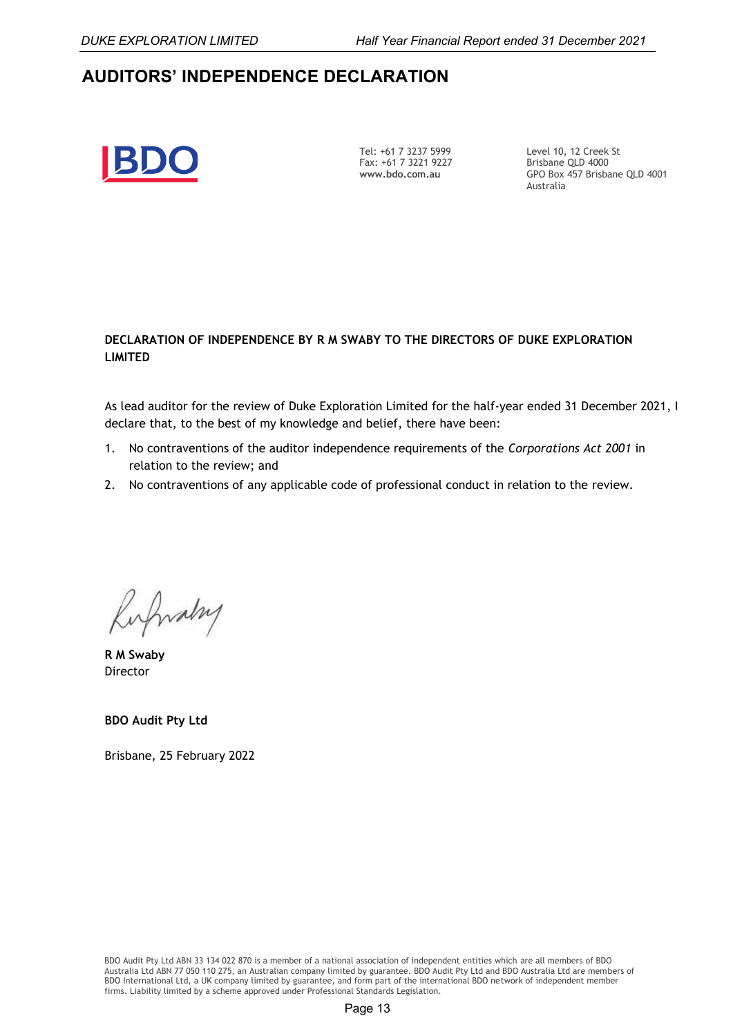# AUDITORS' INDEPENDENCE DECLARATION

Tel: +61 7 3237 5999
Fax: +61 7 3221 9227
**www.bdo.com.au**

Level 10, 12 Creek St
Brisbane QLD 4000
GPO Box 457 Brisbane QLD 4001
Australia

**DECLARATION OF INDEPENDENCE BY R M SWABY TO THE DIRECTORS OF DUKE EXPLORATION LIMITED**

As lead auditor for the review of Duke Exploration Limited for the half-year ended 31 December 2021, I declare that, to the best of my knowledge and belief, there have been:

1. No contraventions of the auditor independence requirements of the *Corporations Act 2001* in relation to the review; and
2. No contraventions of any applicable code of professional conduct in relation to the review.

**R M Swaby**
Director

**BDO Audit Pty Ltd**

Brisbane, 25 February 2022

BDO Audit Pty Ltd ABN 33 134 022 870 is a member of a national association of independent entities which are all members of BDO Australia Ltd ABN 77 050 110 275, an Australian company limited by guarantee. BDO Audit Pty Ltd and BDO Australia Ltd are members of BDO International Ltd, a UK company limited by guarantee, and form part of the international BDO network of independent member firms. Liability limited by a scheme approved under Professional Standards Legislation.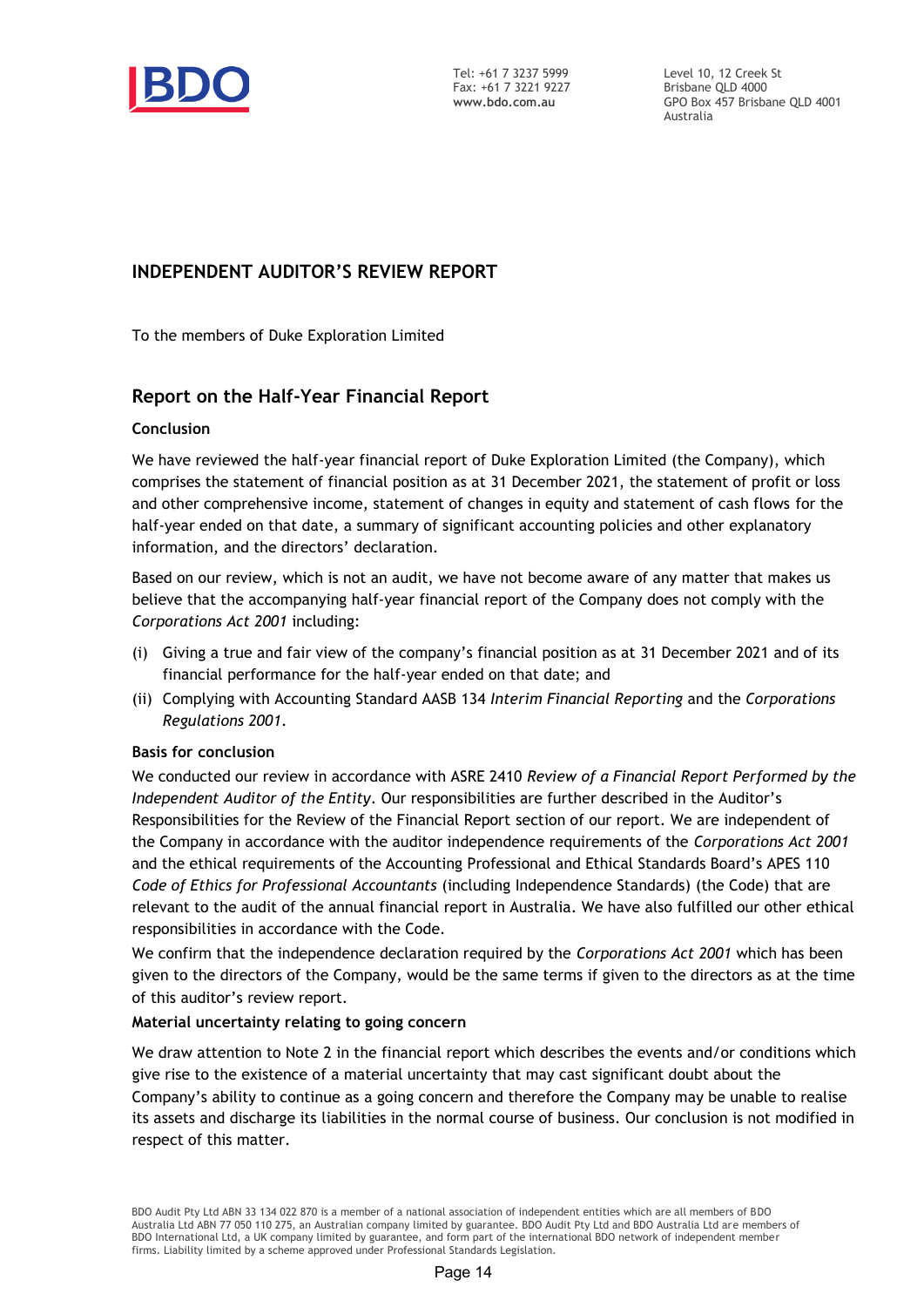Tel: +61 7 3237 5999
Fax: +61 7 3221 9227
**www.bdo.com.au**

Level 10, 12 Creek St
Brisbane QLD 4000
GPO Box 457 Brisbane QLD 4001
Australia

# INDEPENDENT AUDITOR'S REVIEW REPORT

To the members of Duke Exploration Limited

## Report on the Half-Year Financial Report

### Conclusion

We have reviewed the half-year financial report of Duke Exploration Limited (the Company), which comprises the statement of financial position as at 31 December 2021, the statement of profit or loss and other comprehensive income, statement of changes in equity and statement of cash flows for the half-year ended on that date, a summary of significant accounting policies and other explanatory information, and the directors' declaration.

Based on our review, which is not an audit, we have not become aware of any matter that makes us believe that the accompanying half-year financial report of the Company does not comply with the *Corporations Act 2001* including:

(i) Giving a true and fair view of the company's financial position as at 31 December 2021 and of its financial performance for the half-year ended on that date; and

(ii) Complying with Accounting Standard AASB 134 *Interim Financial Reporting* and the *Corporations Regulations 2001*.

### Basis for conclusion

We conducted our review in accordance with ASRE 2410 *Review of a Financial Report Performed by the Independent Auditor of the Entity*. Our responsibilities are further described in the Auditor's Responsibilities for the Review of the Financial Report section of our report. We are independent of the Company in accordance with the auditor independence requirements of the *Corporations Act 2001* and the ethical requirements of the Accounting Professional and Ethical Standards Board's APES 110 *Code of Ethics for Professional Accountants* (including Independence Standards) (the Code) that are relevant to the audit of the annual financial report in Australia. We have also fulfilled our other ethical responsibilities in accordance with the Code.

We confirm that the independence declaration required by the *Corporations Act 2001* which has been given to the directors of the Company, would be the same terms if given to the directors as at the time of this auditor's review report.

### Material uncertainty relating to going concern

We draw attention to Note 2 in the financial report which describes the events and/or conditions which give rise to the existence of a material uncertainty that may cast significant doubt about the Company's ability to continue as a going concern and therefore the Company may be unable to realise its assets and discharge its liabilities in the normal course of business. Our conclusion is not modified in respect of this matter.

BDO Audit Pty Ltd ABN 33 134 022 870 is a member of a national association of independent entities which are all members of BDO Australia Ltd ABN 77 050 110 275, an Australian company limited by guarantee. BDO Audit Pty Ltd and BDO Australia Ltd are members of BDO International Ltd, a UK company limited by guarantee, and form part of the international BDO network of independent member firms. Liability limited by a scheme approved under Professional Standards Legislation.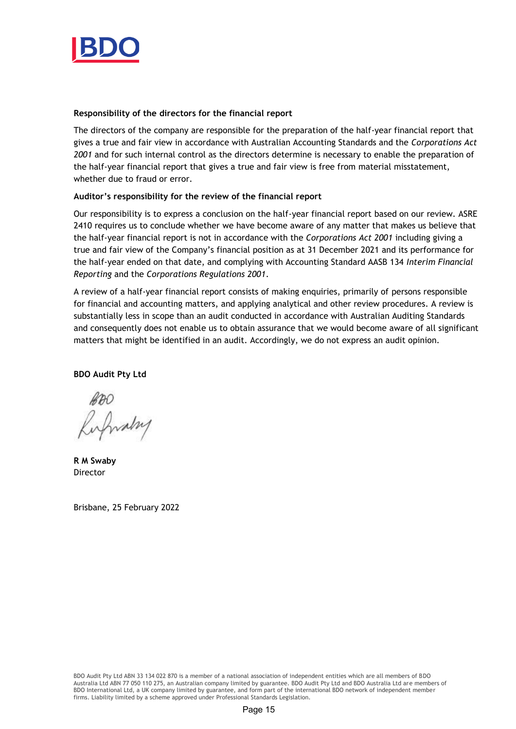**Responsibility of the directors for the financial report**

The directors of the company are responsible for the preparation of the half-year financial report that gives a true and fair view in accordance with Australian Accounting Standards and the *Corporations Act 2001* and for such internal control as the directors determine is necessary to enable the preparation of the half-year financial report that gives a true and fair view is free from material misstatement, whether due to fraud or error.

**Auditor's responsibility for the review of the financial report**

Our responsibility is to express a conclusion on the half-year financial report based on our review. ASRE 2410 requires us to conclude whether we have become aware of any matter that makes us believe that the half-year financial report is not in accordance with the *Corporations Act 2001* including giving a true and fair view of the Company's financial position as at 31 December 2021 and its performance for the half-year ended on that date, and complying with Accounting Standard AASB 134 *Interim Financial Reporting* and the *Corporations Regulations 2001*.

A review of a half-year financial report consists of making enquiries, primarily of persons responsible for financial and accounting matters, and applying analytical and other review procedures. A review is substantially less in scope than an audit conducted in accordance with Australian Auditing Standards and consequently does not enable us to obtain assurance that we would become aware of all significant matters that might be identified in an audit. Accordingly, we do not express an audit opinion.

**BDO Audit Pty Ltd**

BDO

**R M Swaby**
Director

Brisbane, 25 February 2022

BDO Audit Pty Ltd ABN 33 134 022 870 is a member of a national association of independent entities which are all members of BDO Australia Ltd ABN 77 050 110 275, an Australian company limited by guarantee. BDO Audit Pty Ltd and BDO Australia Ltd are members of BDO International Ltd, a UK company limited by guarantee, and form part of the international BDO network of independent member firms. Liability limited by a scheme approved under Professional Standards Legislation.